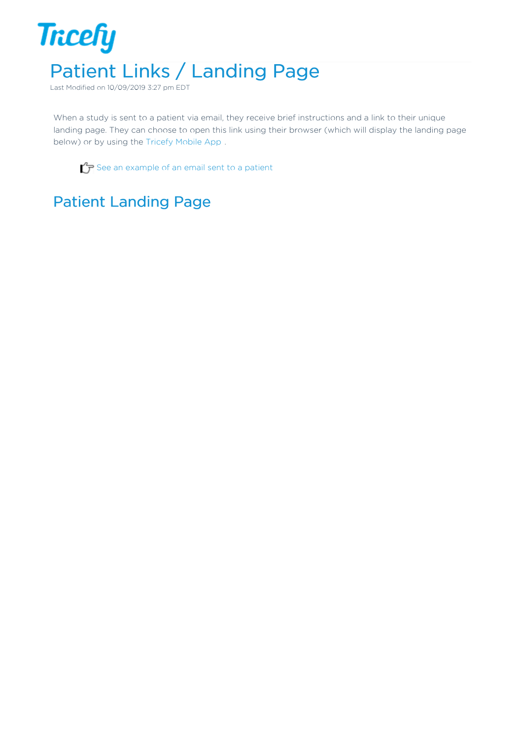# Patient Links / Landing Page

Last Modified on 10/09/2019 3:27 pm EDT

When a study is sent to a patient via email, they receive brief instructions and a link to their unique landing page. They can choose to open this link using their browser (which will display the landing page below) or by using the Tricefy Mobile App .

☞ See an example of an email sent to a patient

## Patient Landing Page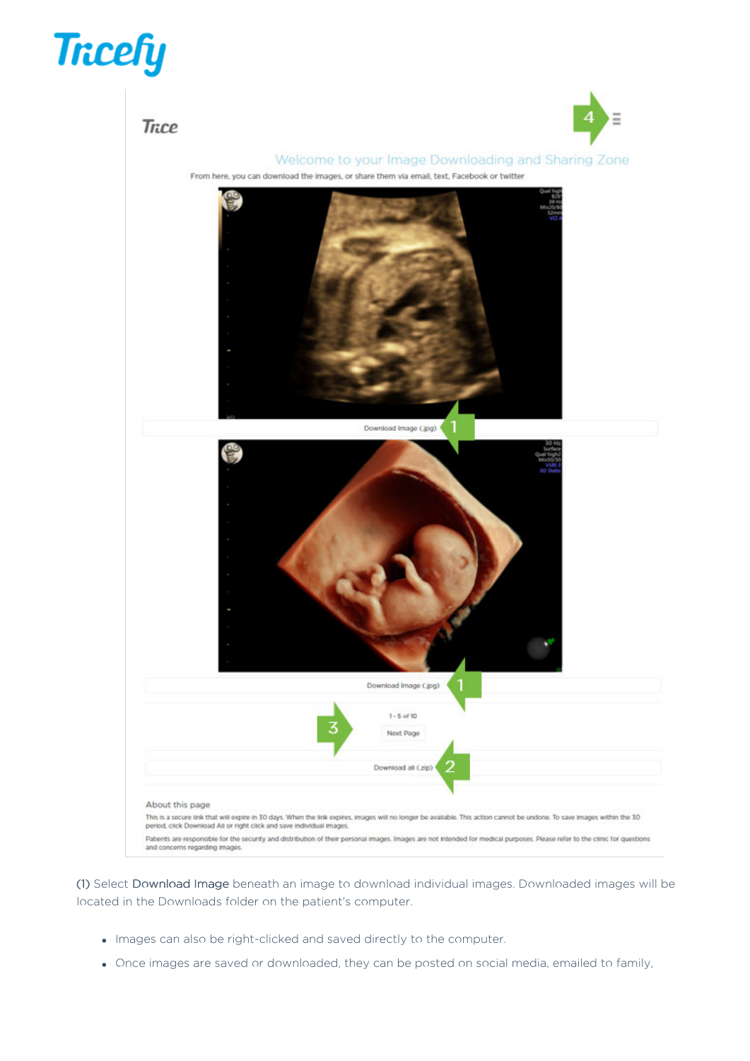(1) Select Download Image beneath an image to download individual images. Downloaded images will be located in the Downloads folder on the patient's computer.

- Images can also be right-clicked and saved directly to the computer.
- Once images are saved or downloaded, they can be posted on social media, emailed to family,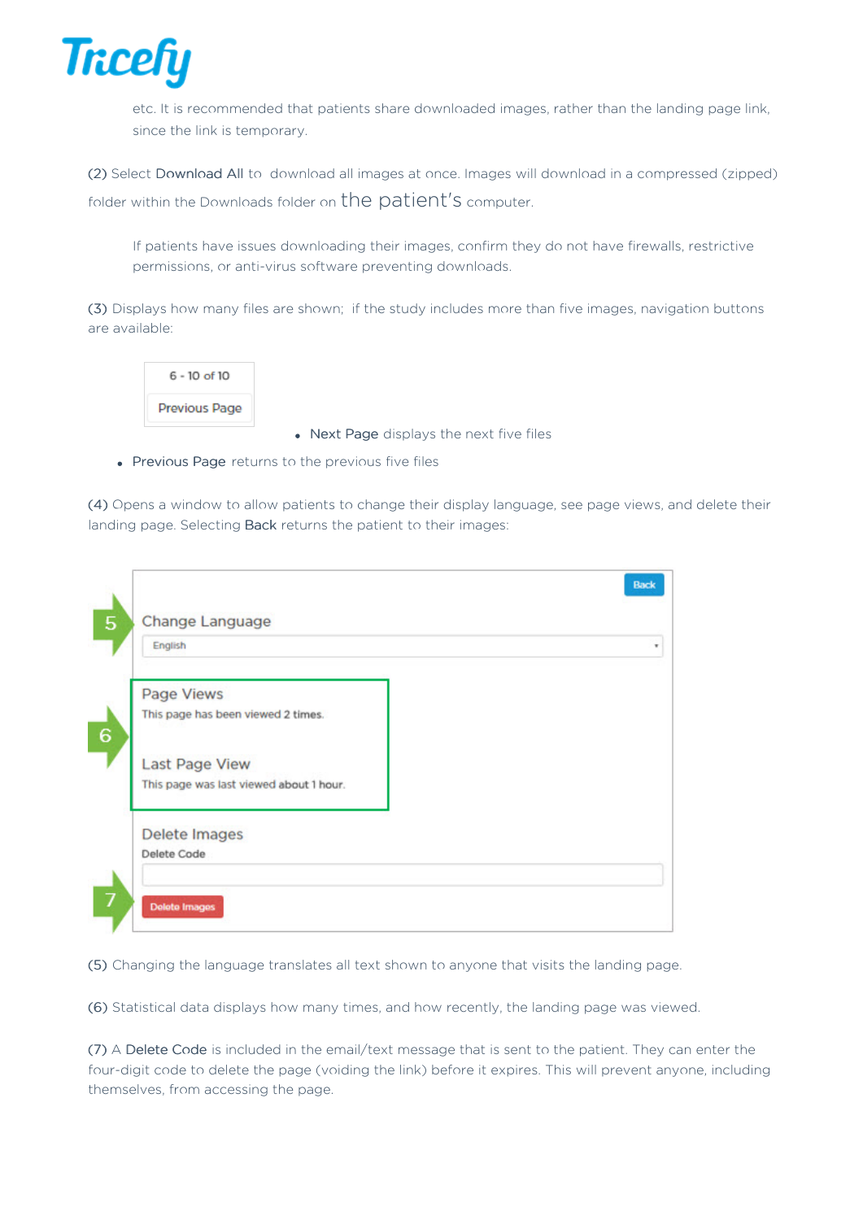etc. It is recommended that patients share downloaded images, rather than the landing page link, since the link is temporary.

(2) Select **Download All** to download all images at once. Images will download in a compressed (zipped) folder within the Downloads folder on the patient's computer.

If patients have issues downloading their images, confirm they do not have firewalls, restrictive permissions, or anti-virus software preventing downloads.

(3) Displays how many files are shown; if the study includes more than five images, navigation buttons are available:

6 - 10 of 10

Previous Page

- **Next Page** displays the next five files
- **Previous Page** returns to the previous five files

(4) Opens a window to allow patients to change their display language, see page views, and delete their landing page. Selecting **Back** returns the patient to their images:

Back

5 Change Language

English

6 Page Views

This page has been viewed 2 times.

Last Page View

This page was last viewed about 1 hour.

Delete Images

Delete Code

7 Delete Images

(5) Changing the language translates all text shown to anyone that visits the landing page.

(6) Statistical data displays how many times, and how recently, the landing page was viewed.

(7) A **Delete Code** is included in the email/text message that is sent to the patient. They can enter the four-digit code to delete the page (voiding the link) before it expires. This will prevent anyone, including themselves, from accessing the page.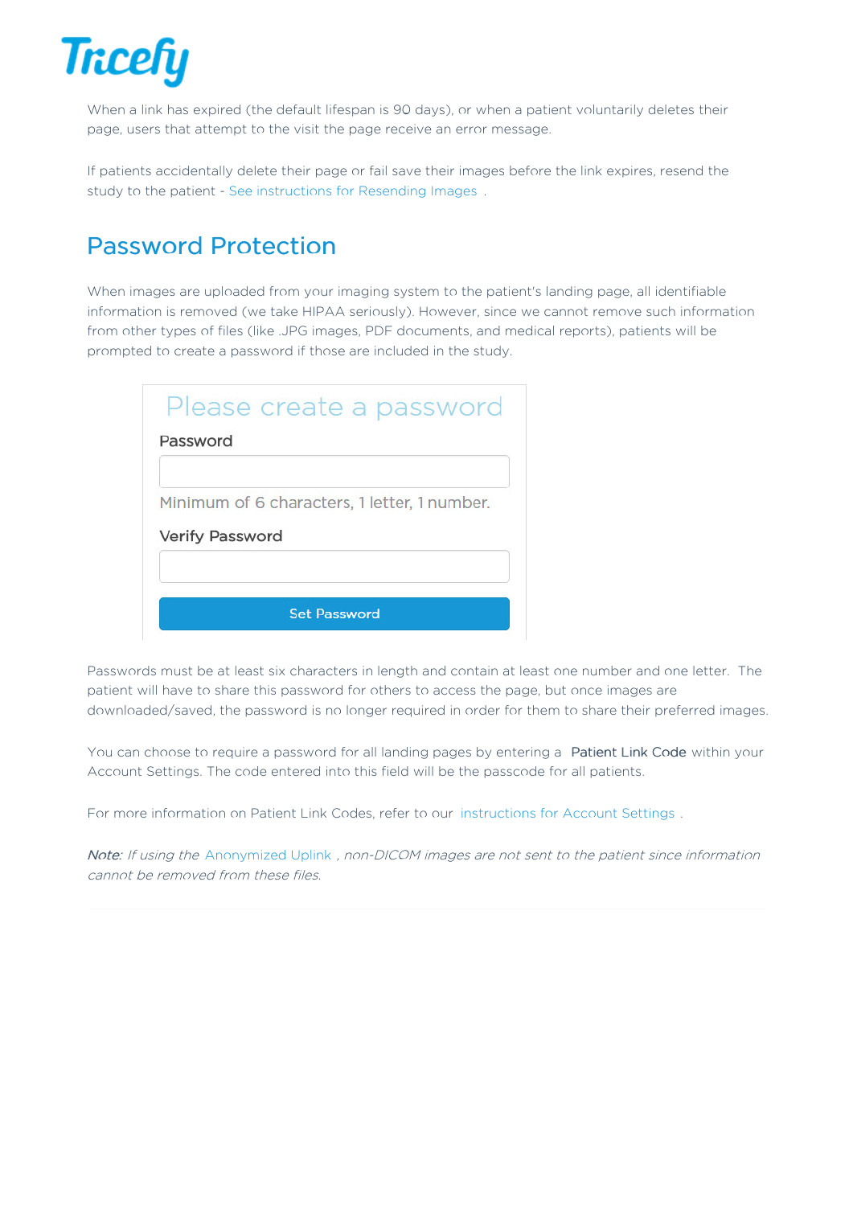When a link has expired (the default lifespan is 90 days), or when a patient voluntarily deletes their page, users that attempt to the visit the page receive an error message.

If patients accidentally delete their page or fail save their images before the link expires, resend the study to the patient - See instructions for Resending Images .

## Password Protection

When images are uploaded from your imaging system to the patient's landing page, all identifiable information is removed (we take HIPAA seriously). However, since we cannot remove such information from other types of files (like .JPG images, PDF documents, and medical reports), patients will be prompted to create a password if those are included in the study.

Please create a password

Password

Minimum of 6 characters, 1 letter, 1 number.

Verify Password

Set Password

Passwords must be at least six characters in length and contain at least one number and one letter. The patient will have to share this password for others to access the page, but once images are downloaded/saved, the password is no longer required in order for them to share their preferred images.

You can choose to require a password for all landing pages by entering a Patient Link Code within your Account Settings. The code entered into this field will be the passcode for all patients.

For more information on Patient Link Codes, refer to our instructions for Account Settings .

*Note: If using the Anonymized Uplink , non-DICOM images are not sent to the patient since information cannot be removed from these files.*